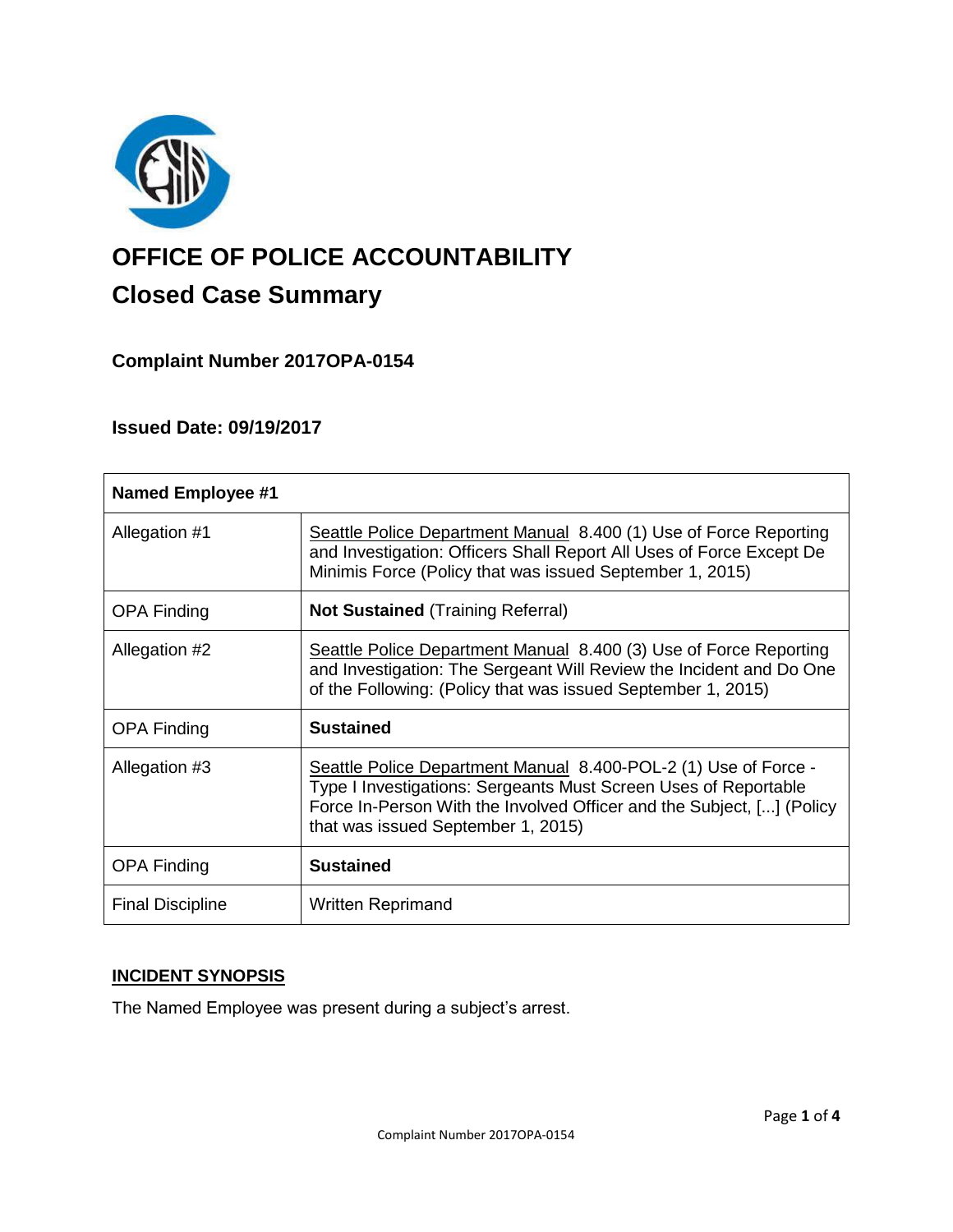# OFFICE OF POLICE ACCOUNTABILITY

## Closed Case Summary

### Complaint Number 2017OPA-0154

### Issued Date: 09/19/2017

| Named Employee #1 | |
|---|---|
| Allegation #1 | Seattle Police Department Manual 8.400 (1) Use of Force Reporting and Investigation: Officers Shall Report All Uses of Force Except De Minimis Force (Policy that was issued September 1, 2015) |
| OPA Finding | **Not Sustained** (Training Referral) |
| Allegation #2 | Seattle Police Department Manual 8.400 (3) Use of Force Reporting and Investigation: The Sergeant Will Review the Incident and Do One of the Following: (Policy that was issued September 1, 2015) |
| OPA Finding | **Sustained** |
| Allegation #3 | Seattle Police Department Manual 8.400-POL-2 (1) Use of Force - Type I Investigations: Sergeants Must Screen Uses of Reportable Force In-Person With the Involved Officer and the Subject, [...] (Policy that was issued September 1, 2015) |
| OPA Finding | **Sustained** |
| Final Discipline | Written Reprimand |

**INCIDENT SYNOPSIS**

The Named Employee was present during a subject's arrest.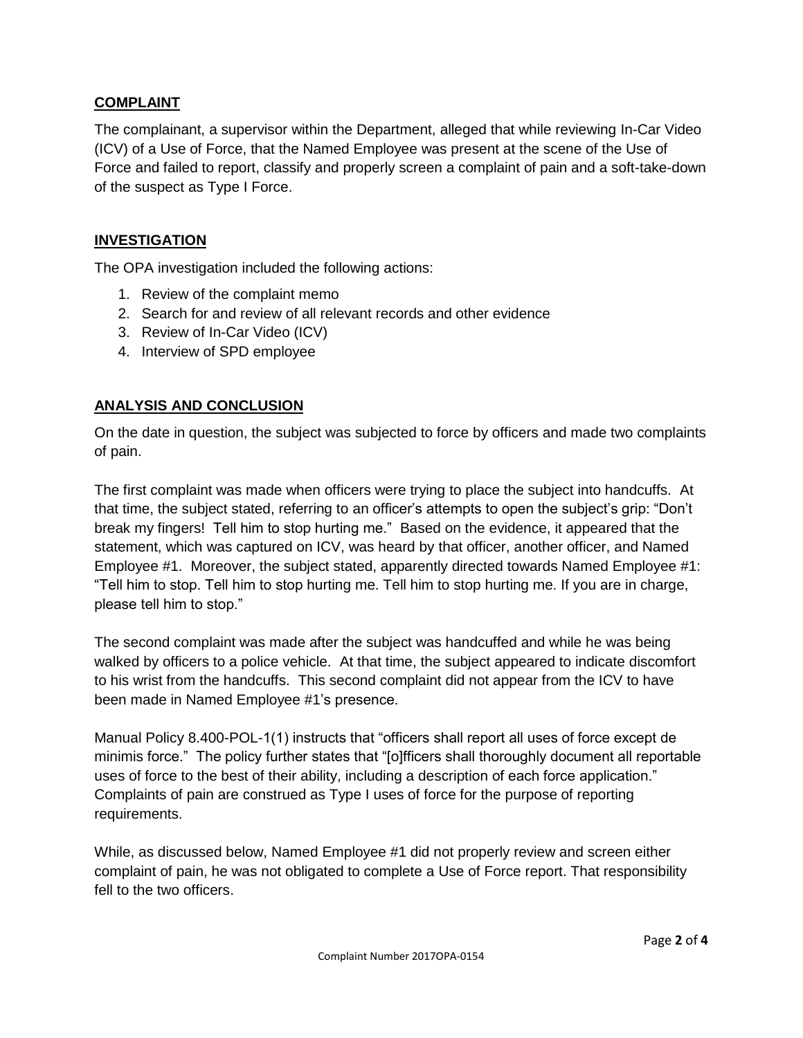## **COMPLAINT**

The complainant, a supervisor within the Department, alleged that while reviewing In-Car Video (ICV) of a Use of Force, that the Named Employee was present at the scene of the Use of Force and failed to report, classify and properly screen a complaint of pain and a soft-take-down of the suspect as Type I Force.

## **INVESTIGATION**

The OPA investigation included the following actions:

1. Review of the complaint memo
2. Search for and review of all relevant records and other evidence
3. Review of In-Car Video (ICV)
4. Interview of SPD employee

## **ANALYSIS AND CONCLUSION**

On the date in question, the subject was subjected to force by officers and made two complaints of pain.

The first complaint was made when officers were trying to place the subject into handcuffs. At that time, the subject stated, referring to an officer's attempts to open the subject's grip: "Don't break my fingers! Tell him to stop hurting me." Based on the evidence, it appeared that the statement, which was captured on ICV, was heard by that officer, another officer, and Named Employee #1. Moreover, the subject stated, apparently directed towards Named Employee #1: "Tell him to stop. Tell him to stop hurting me. Tell him to stop hurting me. If you are in charge, please tell him to stop."

The second complaint was made after the subject was handcuffed and while he was being walked by officers to a police vehicle. At that time, the subject appeared to indicate discomfort to his wrist from the handcuffs. This second complaint did not appear from the ICV to have been made in Named Employee #1's presence.

Manual Policy 8.400-POL-1(1) instructs that "officers shall report all uses of force except de minimis force." The policy further states that "[o]fficers shall thoroughly document all reportable uses of force to the best of their ability, including a description of each force application." Complaints of pain are construed as Type I uses of force for the purpose of reporting requirements.

While, as discussed below, Named Employee #1 did not properly review and screen either complaint of pain, he was not obligated to complete a Use of Force report. That responsibility fell to the two officers.

Complaint Number 2017OPA-0154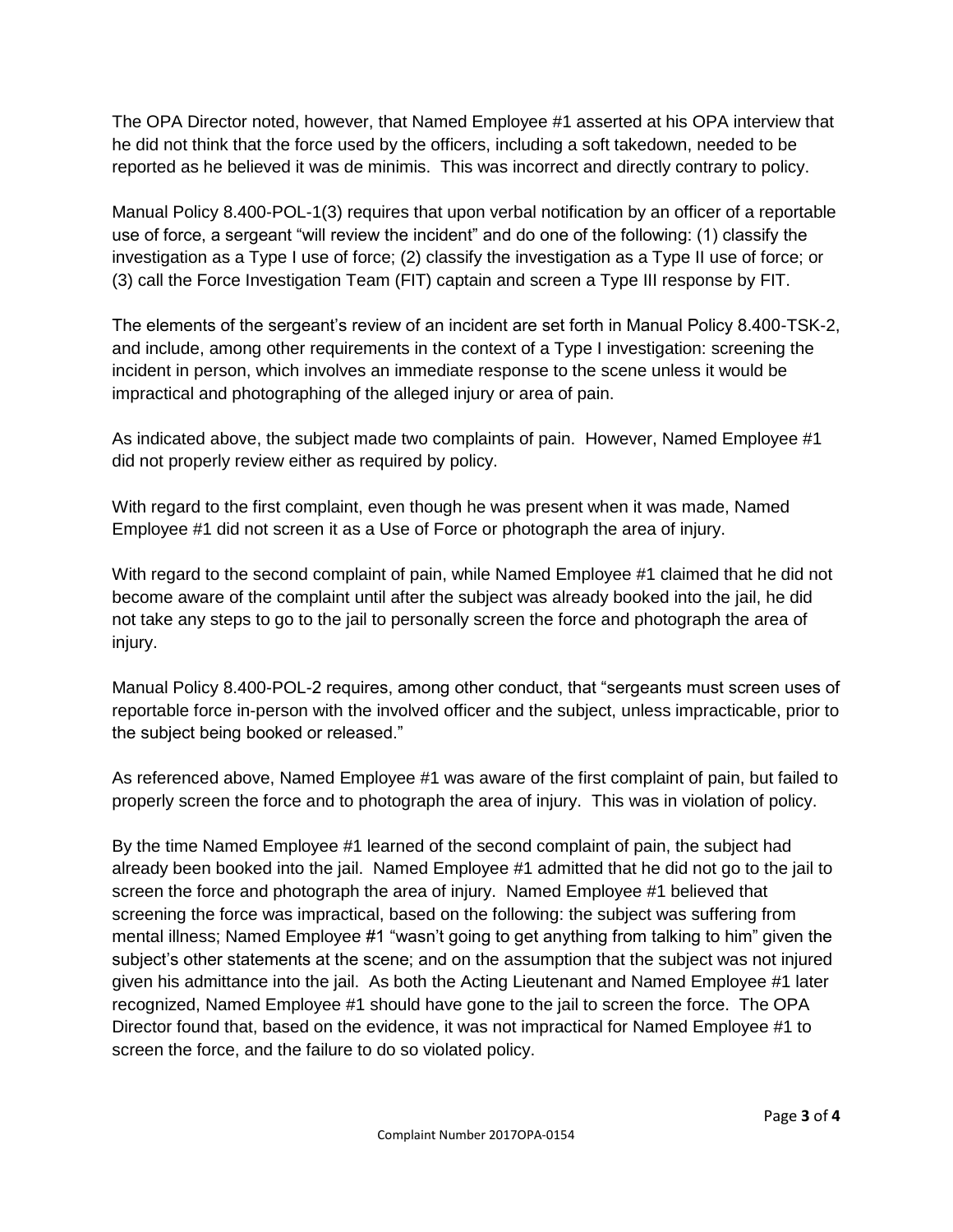The OPA Director noted, however, that Named Employee #1 asserted at his OPA interview that he did not think that the force used by the officers, including a soft takedown, needed to be reported as he believed it was de minimis. This was incorrect and directly contrary to policy.

Manual Policy 8.400-POL-1(3) requires that upon verbal notification by an officer of a reportable use of force, a sergeant "will review the incident" and do one of the following: (1) classify the investigation as a Type I use of force; (2) classify the investigation as a Type II use of force; or (3) call the Force Investigation Team (FIT) captain and screen a Type III response by FIT.

The elements of the sergeant's review of an incident are set forth in Manual Policy 8.400-TSK-2, and include, among other requirements in the context of a Type I investigation: screening the incident in person, which involves an immediate response to the scene unless it would be impractical and photographing of the alleged injury or area of pain.

As indicated above, the subject made two complaints of pain. However, Named Employee #1 did not properly review either as required by policy.

With regard to the first complaint, even though he was present when it was made, Named Employee #1 did not screen it as a Use of Force or photograph the area of injury.

With regard to the second complaint of pain, while Named Employee #1 claimed that he did not become aware of the complaint until after the subject was already booked into the jail, he did not take any steps to go to the jail to personally screen the force and photograph the area of injury.

Manual Policy 8.400-POL-2 requires, among other conduct, that "sergeants must screen uses of reportable force in-person with the involved officer and the subject, unless impracticable, prior to the subject being booked or released."

As referenced above, Named Employee #1 was aware of the first complaint of pain, but failed to properly screen the force and to photograph the area of injury. This was in violation of policy.

By the time Named Employee #1 learned of the second complaint of pain, the subject had already been booked into the jail. Named Employee #1 admitted that he did not go to the jail to screen the force and photograph the area of injury. Named Employee #1 believed that screening the force was impractical, based on the following: the subject was suffering from mental illness; Named Employee #1 "wasn't going to get anything from talking to him" given the subject's other statements at the scene; and on the assumption that the subject was not injured given his admittance into the jail. As both the Acting Lieutenant and Named Employee #1 later recognized, Named Employee #1 should have gone to the jail to screen the force. The OPA Director found that, based on the evidence, it was not impractical for Named Employee #1 to screen the force, and the failure to do so violated policy.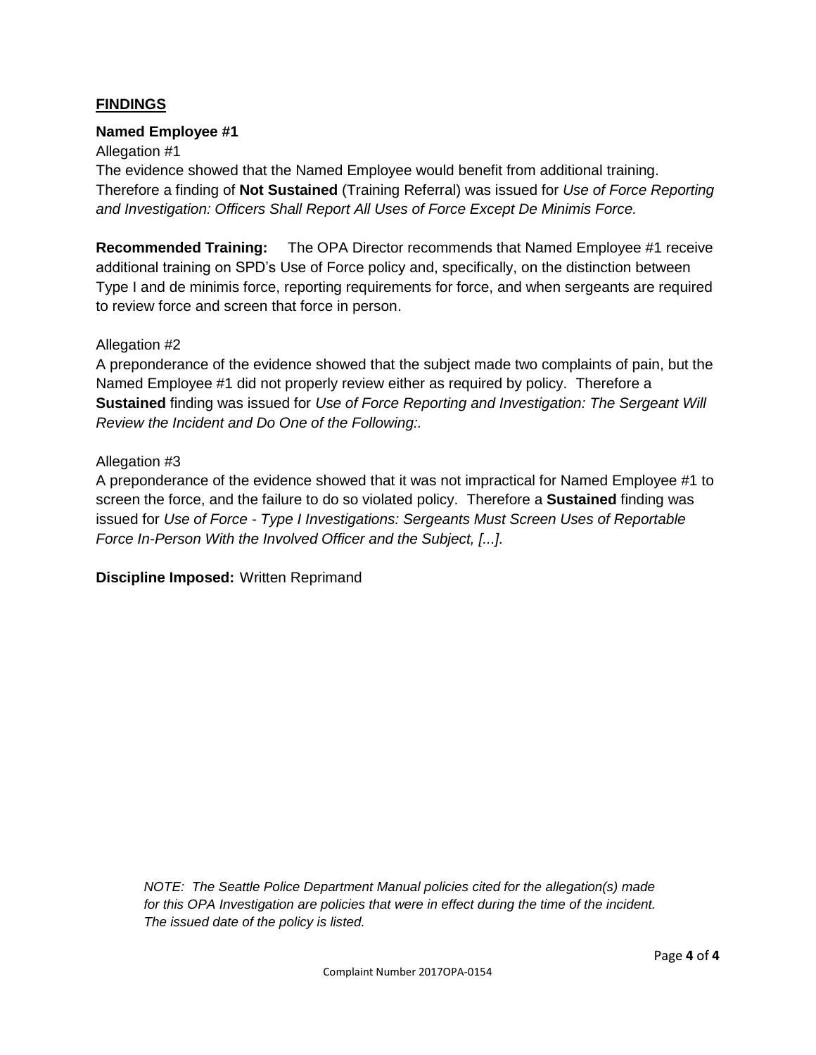## FINDINGS

**Named Employee #1**

Allegation #1

The evidence showed that the Named Employee would benefit from additional training. Therefore a finding of **Not Sustained** (Training Referral) was issued for *Use of Force Reporting and Investigation: Officers Shall Report All Uses of Force Except De Minimis Force.*

**Recommended Training:** The OPA Director recommends that Named Employee #1 receive additional training on SPD's Use of Force policy and, specifically, on the distinction between Type I and de minimis force, reporting requirements for force, and when sergeants are required to review force and screen that force in person.

Allegation #2

A preponderance of the evidence showed that the subject made two complaints of pain, but the Named Employee #1 did not properly review either as required by policy. Therefore a **Sustained** finding was issued for *Use of Force Reporting and Investigation: The Sergeant Will Review the Incident and Do One of the Following:.*

Allegation #3

A preponderance of the evidence showed that it was not impractical for Named Employee #1 to screen the force, and the failure to do so violated policy. Therefore a **Sustained** finding was issued for *Use of Force - Type I Investigations: Sergeants Must Screen Uses of Reportable Force In-Person With the Involved Officer and the Subject, [...].*

**Discipline Imposed:** Written Reprimand

*NOTE: The Seattle Police Department Manual policies cited for the allegation(s) made for this OPA Investigation are policies that were in effect during the time of the incident. The issued date of the policy is listed.*

Complaint Number 2017OPA-0154